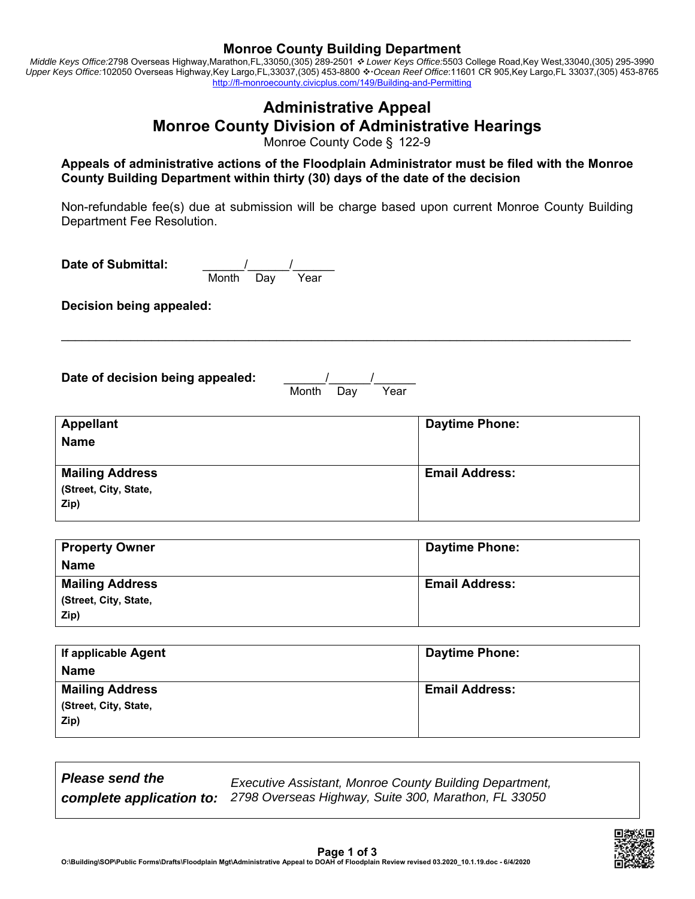# Monroe County Building Department

*Middle Keys Office:*2798 Overseas Highway,Marathon,FL,33050,(305) 289-2501 ❖ *Lower Keys Office:*5503 College Road,Key West,33040,(305) 295-3990
*Upper Keys Office:*102050 Overseas Highway,Key Largo,FL,33037,(305) 453-8800 ❖·*Ocean Reef Office*:11601 CR 905,Key Largo,FL 33037,(305) 453-8765
http://fl-monroecounty.civicplus.com/149/Building-and-Permitting

## Administrative Appeal
## Monroe County Division of Administrative Hearings

Monroe County Code § 122-9

**Appeals of administrative actions of the Floodplain Administrator must be filed with the Monroe County Building Department within thirty (30) days of the date of the decision**

Non-refundable fee(s) due at submission will be charge based upon current Monroe County Building Department Fee Resolution.

**Date of Submittal:** ______/______/______
Month Day Year

**Decision being appealed:**

________________________________________________________________________________

**Date of decision being appealed:** ______/______/______
Month Day Year

| **Appellant Name** | **Daytime Phone:** |
|---|---|
| **Mailing Address (Street, City, State, Zip)** | **Email Address:** |

| **Property Owner Name** | **Daytime Phone:** |
|---|---|
| **Mailing Address (Street, City, State, Zip)** | **Email Address:** |

| **If applicable Agent Name** | **Daytime Phone:** |
|---|---|
| **Mailing Address (Street, City, State, Zip)** | **Email Address:** |

| ***Please send the complete application to:*** | *Executive Assistant, Monroe County Building Department, 2798 Overseas Highway, Suite 300, Marathon, FL 33050* |
|---|---|

O:\Building\SOP\Public Forms\Drafts\Floodplain Mgt\Administrative Appeal to DOAH of Floodplain Review revised 03.2020_10.1.19.doc - 6/4/2020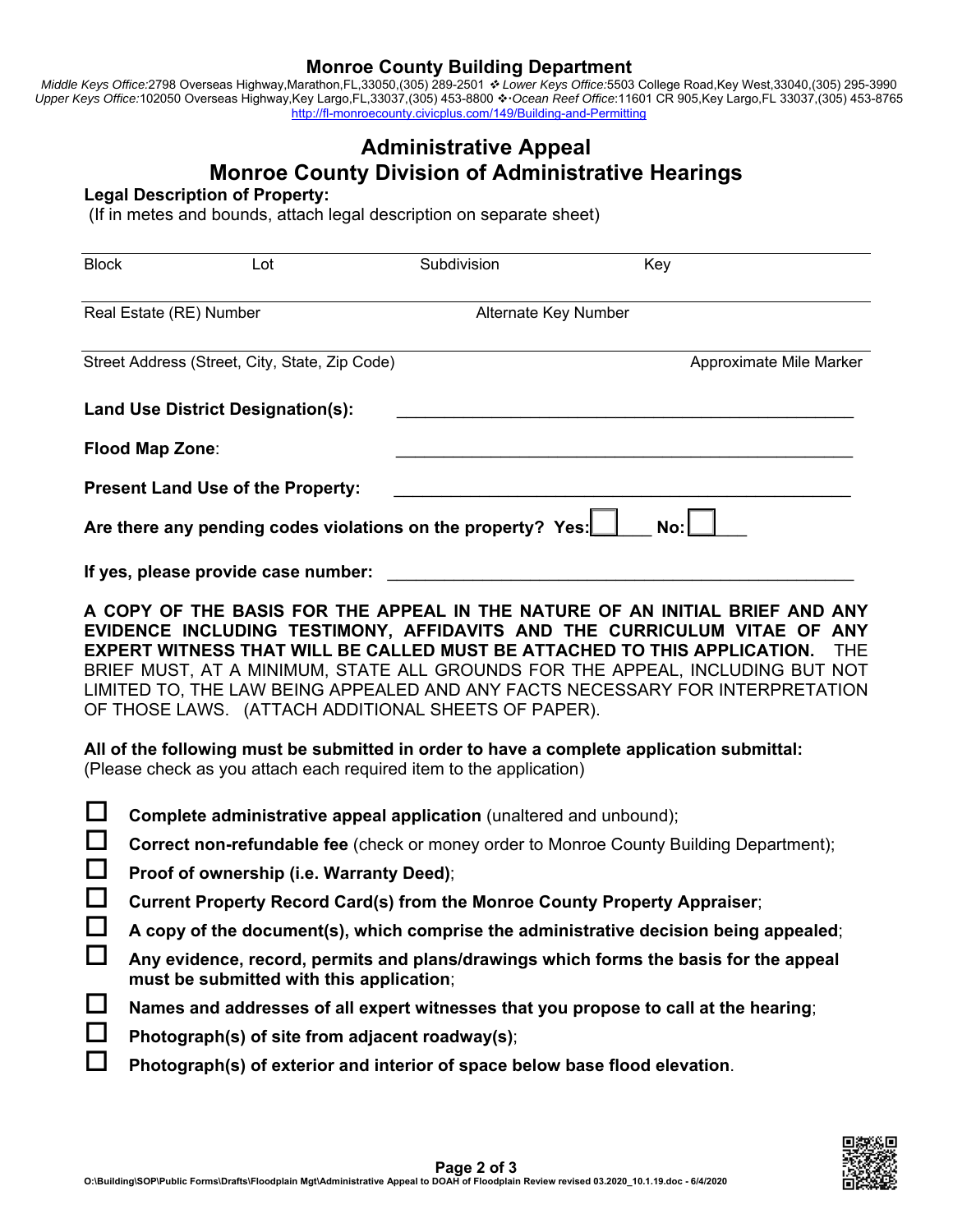# Monroe County Building Department

*Middle Keys Office:*2798 Overseas Highway,Marathon,FL,33050,(305) 289-2501 ❖ *Lower Keys Office:*5503 College Road,Key West,33040,(305) 295-3990
*Upper Keys Office:*102050 Overseas Highway,Key Largo,FL,33037,(305) 453-8800 ❖ *Ocean Reef Office*:11601 CR 905,Key Largo,FL 33037,(305) 453-8765
http://fl-monroecounty.civicplus.com/149/Building-and-Permitting

## Administrative Appeal
## Monroe County Division of Administrative Hearings

**Legal Description of Property:**
(If in metes and bounds, attach legal description on separate sheet)

| Block | Lot | Subdivision | Key |
|---|---|---|---|
| | | | |

| Real Estate (RE) Number | Alternate Key Number |
|---|---|
| | |

| Street Address (Street, City, State, Zip Code) | Approximate Mile Marker |
|---|---|
| | |

**Land Use District Designation(s):** ______________________________

**Flood Map Zone**: ______________________________

**Present Land Use of the Property:** ______________________________

**Are there any pending codes violations on the property? Yes:** ☐ **No:** ☐

**If yes, please provide case number:** ______________________________

**A COPY OF THE BASIS FOR THE APPEAL IN THE NATURE OF AN INITIAL BRIEF AND ANY EVIDENCE INCLUDING TESTIMONY, AFFIDAVITS AND THE CURRICULUM VITAE OF ANY EXPERT WITNESS THAT WILL BE CALLED MUST BE ATTACHED TO THIS APPLICATION.** THE BRIEF MUST, AT A MINIMUM, STATE ALL GROUNDS FOR THE APPEAL, INCLUDING BUT NOT LIMITED TO, THE LAW BEING APPEALED AND ANY FACTS NECESSARY FOR INTERPRETATION OF THOSE LAWS. (ATTACH ADDITIONAL SHEETS OF PAPER).

**All of the following must be submitted in order to have a complete application submittal:**
(Please check as you attach each required item to the application)

- ☐ **Complete administrative appeal application** (unaltered and unbound);
- ☐ **Correct non-refundable fee** (check or money order to Monroe County Building Department);
- ☐ **Proof of ownership (i.e. Warranty Deed)**;
- ☐ **Current Property Record Card(s) from the Monroe County Property Appraiser**;
- ☐ **A copy of the document(s), which comprise the administrative decision being appealed**;
- ☐ **Any evidence, record, permits and plans/drawings which forms the basis for the appeal must be submitted with this application**;
- ☐ **Names and addresses of all expert witnesses that you propose to call at the hearing**;
- ☐ **Photograph(s) of site from adjacent roadway(s)**;
- ☐ **Photograph(s) of exterior and interior of space below base flood elevation**.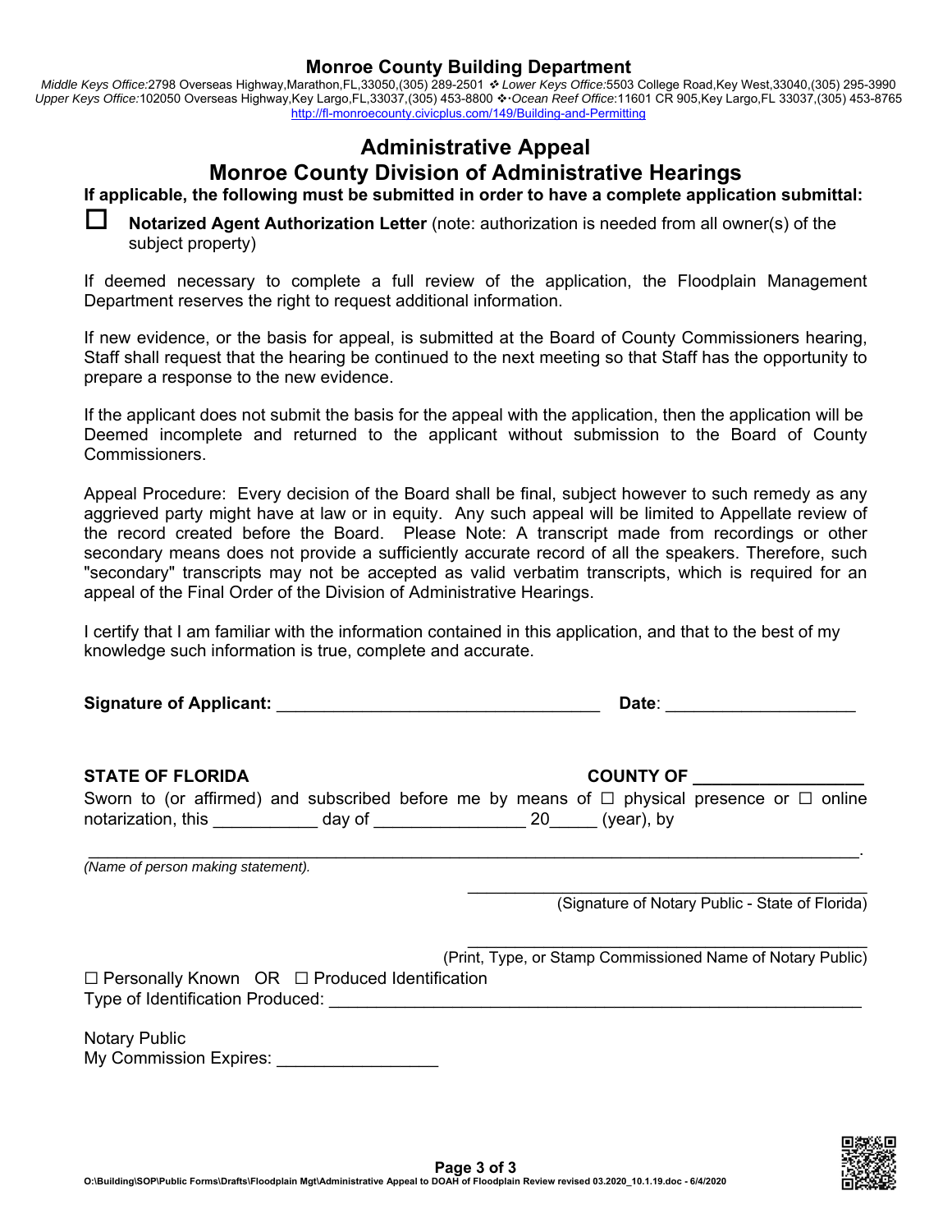# Monroe County Building Department

*Middle Keys Office:*2798 Overseas Highway,Marathon,FL,33050,(305) 289-2501 ❖ *Lower Keys Office:*5503 College Road,Key West,33040,(305) 295-3990
*Upper Keys Office:*102050 Overseas Highway,Key Largo,FL,33037,(305) 453-8800 ❖·*Ocean Reef Office:*11601 CR 905,Key Largo,FL 33037,(305) 453-8765
http://fl-monroecounty.civicplus.com/149/Building-and-Permitting

## Administrative Appeal
## Monroe County Division of Administrative Hearings

**If applicable, the following must be submitted in order to have a complete application submittal:**

☐ **Notarized Agent Authorization Letter** (note: authorization is needed from all owner(s) of the subject property)

If deemed necessary to complete a full review of the application, the Floodplain Management Department reserves the right to request additional information.

If new evidence, or the basis for appeal, is submitted at the Board of County Commissioners hearing, Staff shall request that the hearing be continued to the next meeting so that Staff has the opportunity to prepare a response to the new evidence.

If the applicant does not submit the basis for the appeal with the application, then the application will be Deemed incomplete and returned to the applicant without submission to the Board of County Commissioners.

Appeal Procedure: Every decision of the Board shall be final, subject however to such remedy as any aggrieved party might have at law or in equity. Any such appeal will be limited to Appellate review of the record created before the Board. Please Note: A transcript made from recordings or other secondary means does not provide a sufficiently accurate record of all the speakers. Therefore, such "secondary" transcripts may not be accepted as valid verbatim transcripts, which is required for an appeal of the Final Order of the Division of Administrative Hearings.

I certify that I am familiar with the information contained in this application, and that to the best of my knowledge such information is true, complete and accurate.

**Signature of Applicant:** ________________________________ **Date**: ____________________

**STATE OF FLORIDA** **COUNTY OF** _________________

Sworn to (or affirmed) and subscribed before me by means of ☐ physical presence or ☐ online notarization, this ___________ day of ________________ 20_____ (year), by

________________________________________________________________________________.

*(Name of person making statement).*

_____________________________________________
(Signature of Notary Public - State of Florida)

_____________________________________________
(Print, Type, or Stamp Commissioned Name of Notary Public)

☐ Personally Known OR ☐ Produced Identification
Type of Identification Produced: ________________________________________________________

Notary Public
My Commission Expires: ________________

O:\Building\SOP\Public Forms\Drafts\Floodplain Mgt\Administrative Appeal to DOAH of Floodplain Review revised 03.2020_10.1.19.doc - 6/4/2020